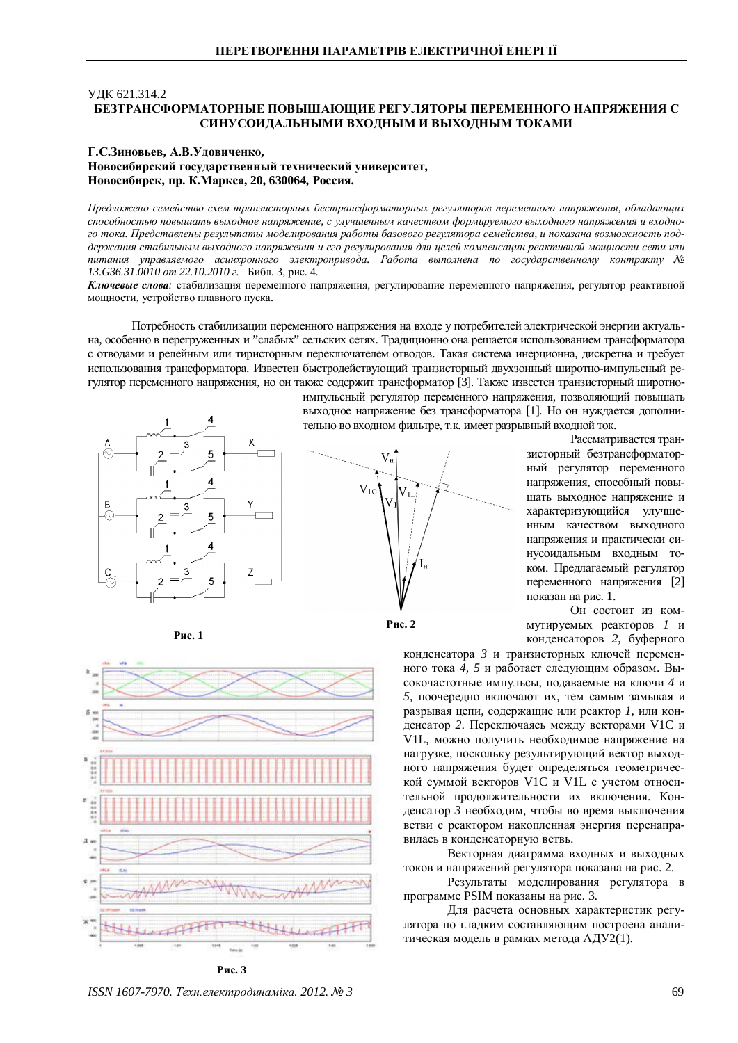УДК 621.314.2

# БЕЗТРАНСФОРМАТОРНЫЕ ПОВЫШАЮЩИЕ РЕГУЛЯТОРЫ ПЕРЕМЕННОГО НАПРЯЖЕНИЯ С СИНУСОИДАЛЬНЫМИ ВХОДНЫМ И ВЫХОДНЫМ ТОКАМИ

**Г.С.Зиновьев, А.В.Удовиченко,**
**Новосибирский государственный технический университет,**
**Новосибирск, пр. К.Маркса, 20, 630064, Россия.**

*Предложено семейство схем транзисторных бестрансформаторных регуляторов переменного напряжения, обладающих способностью повышать выходное напряжение, с улучшенным качеством формируемого выходного напряжения и входного тока. Представлены результаты моделирования работы базового регулятора семейства, и показана возможность поддержания стабильным выходного напряжения и его регулирования для целей компенсации реактивной мощности сети или питания управляемого асинхронного электропривода. Работа выполнена по государственному контракту № 13.G36.31.0010 от 22.10.2010 г.* Библ. 3, рис. 4.

***Ключевые слова***: стабилизация переменного напряжения, регулирование переменного напряжения, регулятор реактивной мощности, устройство плавного пуска.

Потребность стабилизации переменного напряжения на входе у потребителей электрической энергии актуальна, особенно в перегруженных и "слабых" сельских сетях. Традиционно она решается использованием трансформатора с отводами и релейным или тиристорным переключателем отводов. Такая система инерционна, дискретна и требует использования трансформатора. Известен быстродействующий транзисторный двухзонный широтно-импульсный регулятор переменного напряжения, но он также содержит трансформатор [3]. Также известен транзисторный широтно-импульсный регулятор переменного напряжения, позволяющий повышать выходное напряжение без трансформатора [1]. Но он нуждается дополнительно во входном фильтре, т.к. имеет разрывный входной ток.

Рис. 1

Рис. 2

Рассматривается транзисторный безтрансформаторный регулятор переменного напряжения, способный повышать выходное напряжение и характеризующийся улучшенным качеством выходного напряжения и практически синусоидальным входным током. Предлагаемый регулятор переменного напряжения [2] показан на рис. 1.

Он состоит из коммутируемых реакторов *1* и конденсаторов *2*, буферного конденсатора *3* и транзисторных ключей переменного тока *4*, *5* и работает следующим образом. Высокочастотные импульсы, подаваемые на ключи *4* и *5*, поочередно включают их, тем самым замыкая и разрывая цепи, содержащие или реактор *1*, или конденсатор *2*. Переключаясь между векторами V1C и V1L, можно получить необходимое напряжение на нагрузке, поскольку результирующий вектор выходного напряжения будет определяться геометрической суммой векторов V1C и V1L с учетом относительной продолжительности их включения. Конденсатор *3* необходим, чтобы во время выключения ветви с реактором накопленная энергия перенаправилась в конденсаторную ветвь.

Векторная диаграмма входных и выходных токов и напряжений регулятора показана на рис. 2.

Результаты моделирования регулятора в программе PSIM показаны на рис. 3.

Для расчета основных характеристик регулятора по гладким составляющим построена аналитическая модель в рамках метода АДУ2(1).

Рис. 3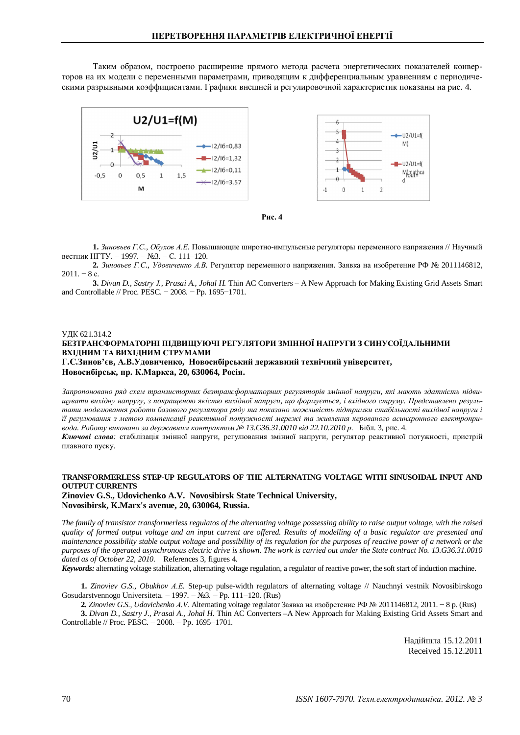Таким образом, построено расширение прямого метода расчета энергетических показателей конверторов на их модели с переменными параметрами, приводящим к дифференциальным уравнениям с периодическими разрывными коэффициентами. Графики внешней и регулировочной характеристик показаны на рис. 4.

U2/U1=f(M)

U2/U1

2
1
0
-0,5 0 0,5 1 1,5

M

I2/I6=0,83
I2/I6=1,32
I2/I6=0,11
I2/I6=3.57

6
5
4
3
2
1
0
-1 0 1 2

U2/U1=f(M)
U2/U1=f(M)Ioutмathcad

**Рис. 4**

1. *Зиновьев Г.С., Обухов А.Е.* Повышающие широтно-импульсные регуляторы переменного напряжения // Научный вестник НГТУ. − 1997. − №3. − С. 111−120.

2. *Зиновьев Г.С., Удовиченко А.В.* Регулятор переменного напряжения. Заявка на изобретение РФ № 2011146812, 2011. − 8 с.

3. *Divan D., Sastry J., Prasai A., Johal H.* Thin AC Converters – A New Approach for Making Existing Grid Assets Smart and Controllable // Proc. PESC. − 2008. − Pp. 1695−1701.

УДК 621.314.2

**БЕЗТРАНСФОРМАТОРНІ ПІДВИЩУЮЧІ РЕГУЛЯТОРИ ЗМІННОЇ НАПРУГИ З СИНУСОЇДАЛЬНИМИ ВХІДНИМ ТА ВИХІДНИМ СТРУМАМИ**

**Г.С.Зинов'єв, А.В.Удовиченко, Новосибірський державний технічний університет, Новосибірськ, пр. К.Маркса, 20, 630064, Росія.**

*Запропоновано ряд схем транзисторних безтрансформаторних регуляторів змінної напруги, які мають здатність підвищувати вихідну напругу, з покращеною якістю вихідної напруги, що формується, і вхідного струму. Представлено результати моделювання роботи базового регулятора ряду та показано можливість підтримки стабільності вихідної напруги і її регулювання з метою компенсації реактивної потужності мережі та живлення керованого асинхронного електропривода. Роботу виконано за державним контрактом № 13.G36.31.0010 від 22.10.2010 р.* Бібл. 3, рис. 4.

***Ключові слова:*** стабілізація змінної напруги, регулювання змінної напруги, регулятор реактивної потужності, пристрій плавного пуску.

**TRANSFORMERLESS STEP-UP REGULATORS OF THE ALTERNATING VOLTAGE WITH SINUSOIDAL INPUT AND OUTPUT CURRENTS**

**Zinoviev G.S., Udovichenko A.V. Novosibirsk State Technical University, Novosibirsk, K.Marx's avenue, 20, 630064, Russia.**

*The family of transistor transformerless regulatos of the alternating voltage possessing ability to raise output voltage, with the raised quality of formed output voltage and an input current are offered. Results of modelling of a basic regulator are presented and maintenance possibility stable output voltage and possibility of its regulation for the purposes of reactive power of a network or the purposes of the operated asynchronous electric drive is shown. The work is carried out under the State contract No. 13.G36.31.0010 dated as of October 22, 2010.* References 3, figures 4.

***Keywords:*** alternating voltage stabilization, alternating voltage regulation, a regulator of reactive power, the soft start of induction machine.

1. *Zinoviev G.S., Obukhov A.E.* Step-up pulse-width regulators of alternating voltage // Nauchnyi vestnik Novosibirskogo Gosudarstvennogo Universiteta. − 1997. − №3. − Pp. 111−120. (Rus)

2. *Zinoviev G.S., Udovichenko A.V.* Alternating voltage regulator Заявка на изобретение РФ № 2011146812, 2011. − 8 p. (Rus)

3. *Divan D., Sastry J., Prasai A., Johal H.* Thin AC Converters –A New Approach for Making Existing Grid Assets Smart and Controllable // Proc. PESC. − 2008. − Pp. 1695−1701.

Надійшла 15.12.2011
Received 15.12.2011